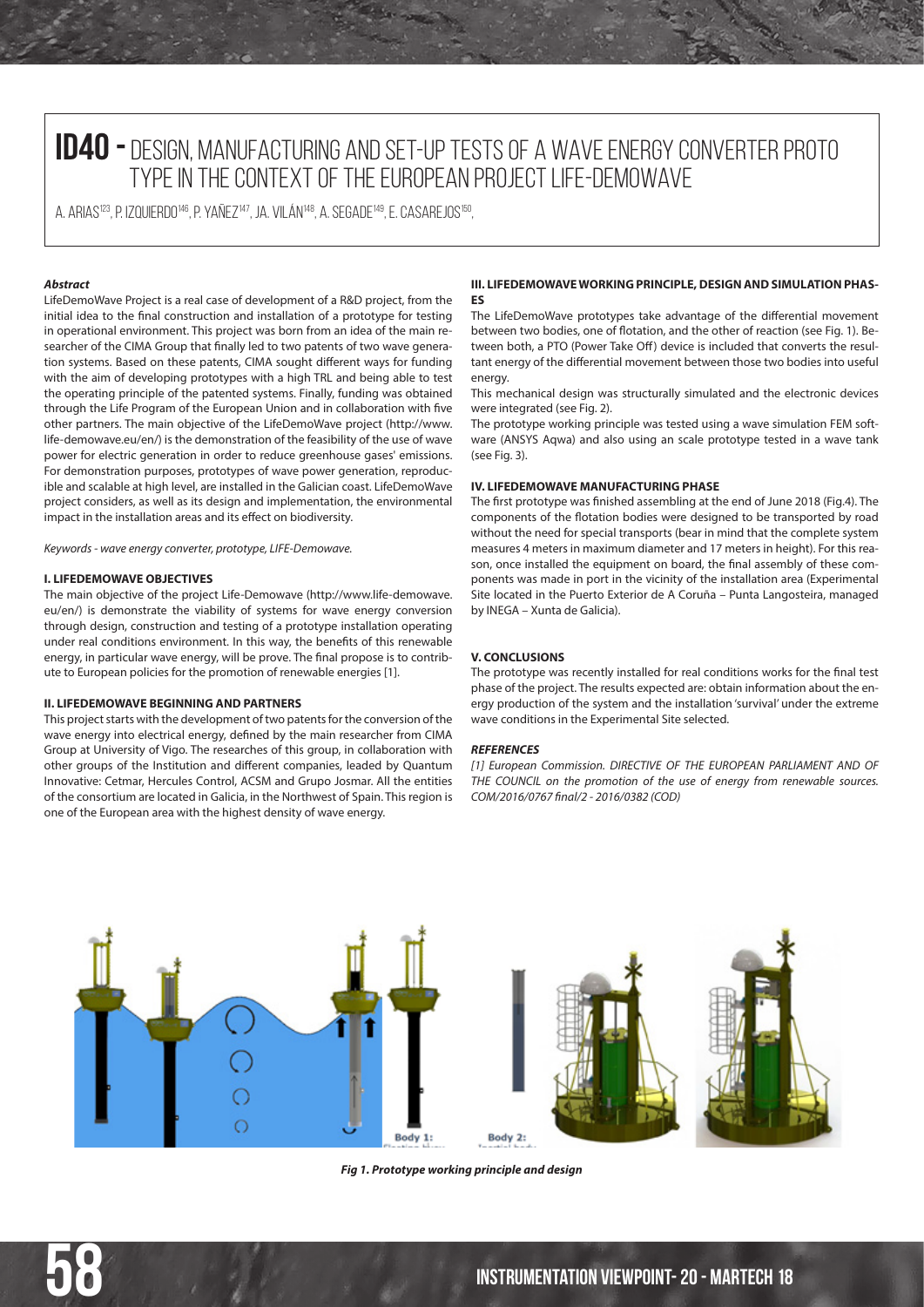# ID40 - DESIGN, MANUFACTURING AND SET-UP TESTS OF A WAVE ENERGY CONVERTER PROTOTYPE IN THE CONTEXT OF THE EUROPEAN PROJECT LIFE-DEMOWAVE

A. ARIAS[123], P. IZQUIERDO[146], P. YAÑEZ[147], JA. VILÁN[148], A. SEGADE[149], E. CASAREJOS[150],

***Abstract***

LifeDemoWave Project is a real case of development of a R&D project, from the initial idea to the final construction and installation of a prototype for testing in operational environment. This project was born from an idea of the main researcher of the CIMA Group that finally led to two patents of two wave generation systems. Based on these patents, CIMA sought different ways for funding with the aim of developing prototypes with a high TRL and being able to test the operating principle of the patented systems. Finally, funding was obtained through the Life Program of the European Union and in collaboration with five other partners. The main objective of the LifeDemoWave project (http://www.life-demowave.eu/en/) is the demonstration of the feasibility of the use of wave power for electric generation in order to reduce greenhouse gases' emissions. For demonstration purposes, prototypes of wave power generation, reproducible and scalable at high level, are installed in the Galician coast. LifeDemoWave project considers, as well as its design and implementation, the environmental impact in the installation areas and its effect on biodiversity.

*Keywords - wave energy converter, prototype, LIFE-Demowave.*

#### I. LIFEDEMOWAVE OBJECTIVES

The main objective of the project Life-Demowave (http://www.life-demowave.eu/en/) is demonstrate the viability of systems for wave energy conversion through design, construction and testing of a prototype installation operating under real conditions environment. In this way, the benefits of this renewable energy, in particular wave energy, will be prove. The final propose is to contribute to European policies for the promotion of renewable energies [1].

#### II. LIFEDEMOWAVE BEGINNING AND PARTNERS

This project starts with the development of two patents for the conversion of the wave energy into electrical energy, defined by the main researcher from CIMA Group at University of Vigo. The researches of this group, in collaboration with other groups of the Institution and different companies, leaded by Quantum Innovative: Cetmar, Hercules Control, ACSM and Grupo Josmar. All the entities of the consortium are located in Galicia, in the Northwest of Spain. This region is one of the European area with the highest density of wave energy.

#### III. LIFEDEMOWAVE WORKING PRINCIPLE, DESIGN AND SIMULATION PHASES

The LifeDemoWave prototypes take advantage of the differential movement between two bodies, one of flotation, and the other of reaction (see Fig. 1). Between both, a PTO (Power Take Off) device is included that converts the resultant energy of the differential movement between those two bodies into useful energy.

This mechanical design was structurally simulated and the electronic devices were integrated (see Fig. 2).

The prototype working principle was tested using a wave simulation FEM software (ANSYS Aqwa) and also using an scale prototype tested in a wave tank (see Fig. 3).

#### IV. LIFEDEMOWAVE MANUFACTURING PHASE

The first prototype was finished assembling at the end of June 2018 (Fig.4). The components of the flotation bodies were designed to be transported by road without the need for special transports (bear in mind that the complete system measures 4 meters in maximum diameter and 17 meters in height). For this reason, once installed the equipment on board, the final assembly of these components was made in port in the vicinity of the installation area (Experimental Site located in the Puerto Exterior de A Coruña – Punta Langosteira, managed by INEGA – Xunta de Galicia).

#### V. CONCLUSIONS

The prototype was recently installed for real conditions works for the final test phase of the project. The results expected are: obtain information about the energy production of the system and the installation 'survival' under the extreme wave conditions in the Experimental Site selected.

***REFERENCES***

*[1] European Commission. DIRECTIVE OF THE EUROPEAN PARLIAMENT AND OF THE COUNCIL on the promotion of the use of energy from renewable sources. COM/2016/0767 final/2 - 2016/0382 (COD)*

***Fig 1. Prototype working principle and design***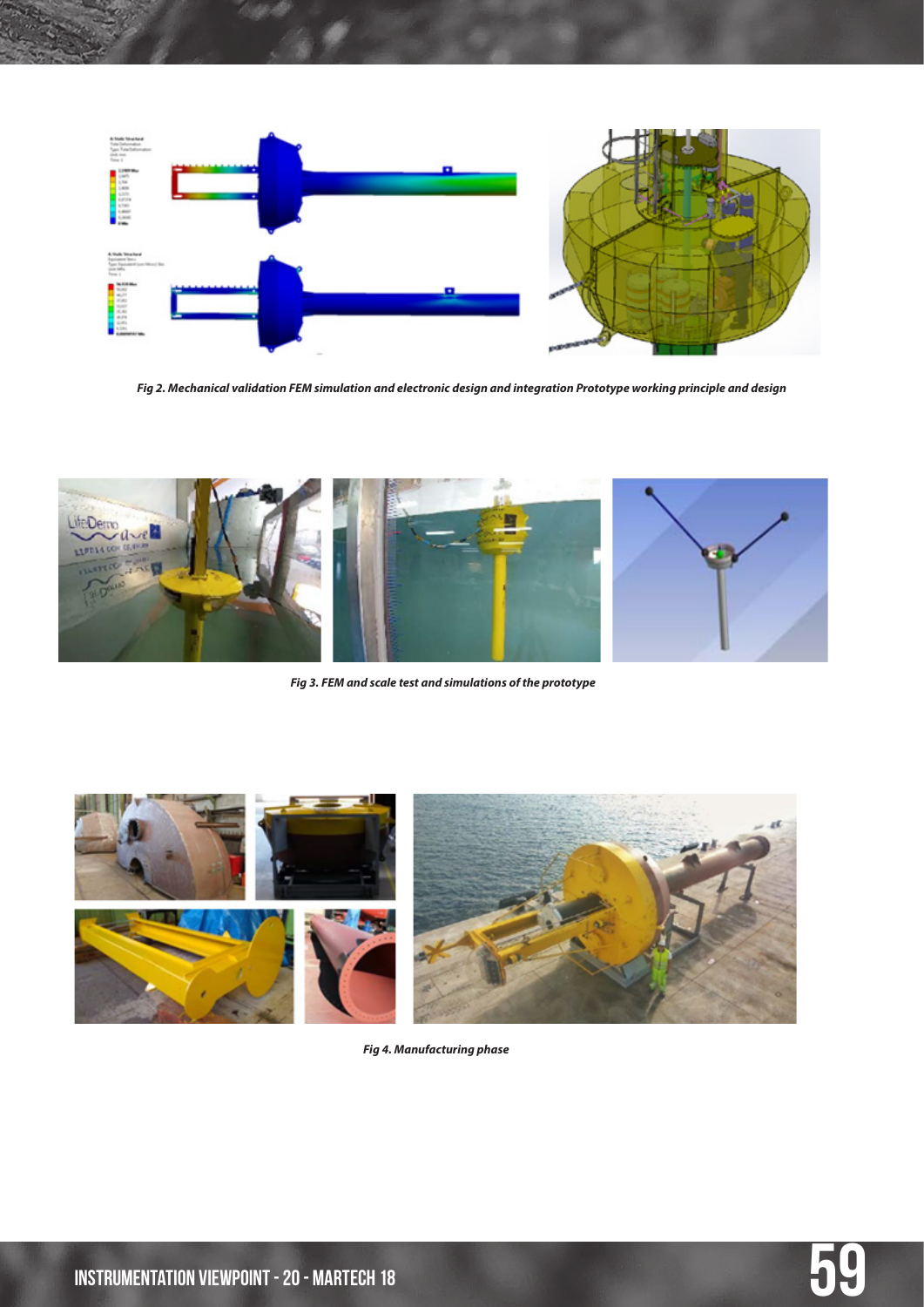*Fig 2. Mechanical validation FEM simulation and electronic design and integration Prototype working principle and design*

*Fig 3. FEM and scale test and simulations of the prototype*

*Fig 4. Manufacturing phase*